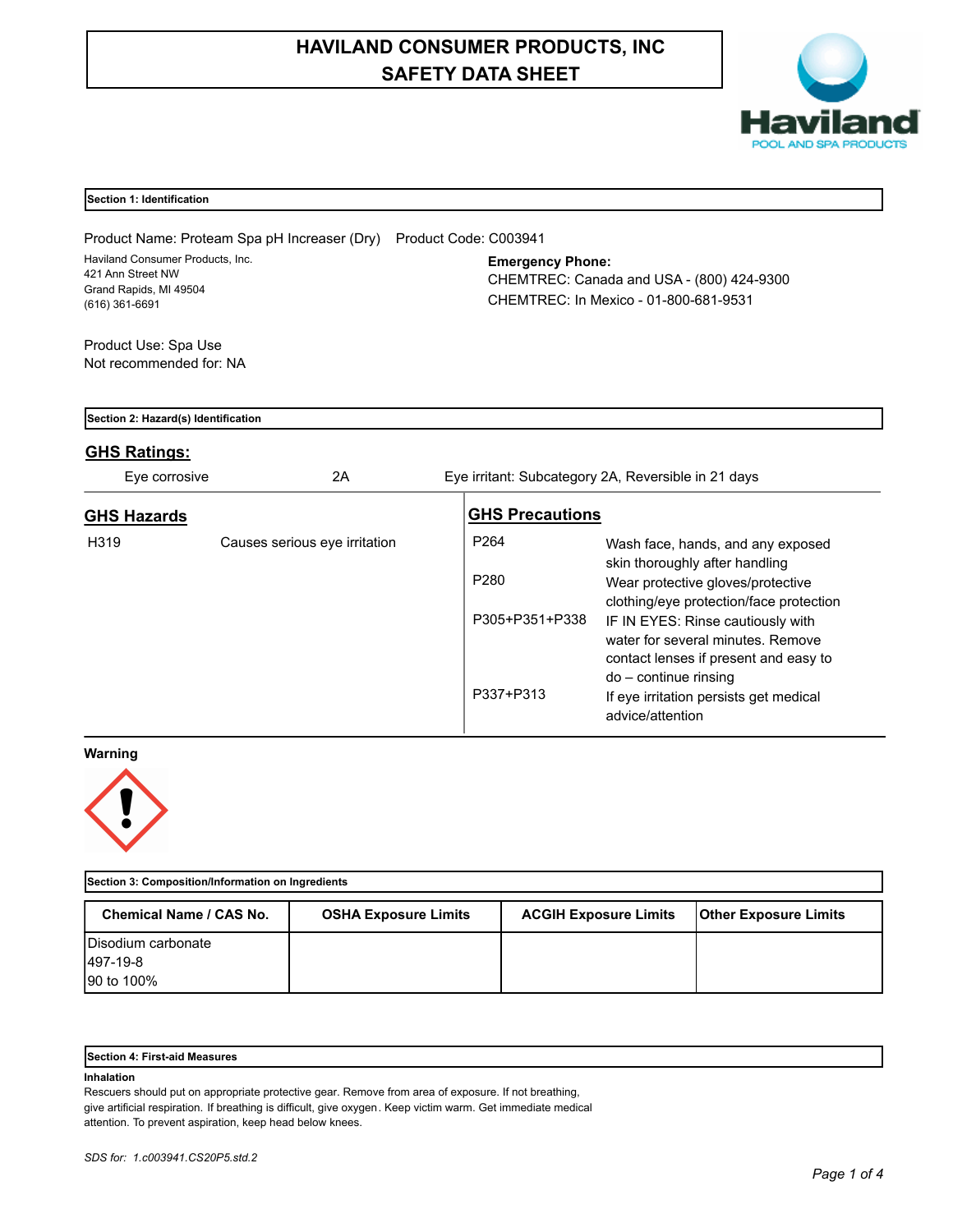# HAVILAND CONSUMER PRODUCTS, INC
# SAFETY DATA SHEET

Haviland
POOL AND SPA PRODUCTS

## Section 1: Identification

Product Name: Proteam Spa pH Increaser (Dry) Product Code: C003941

Haviland Consumer Products, Inc.
421 Ann Street NW
Grand Rapids, MI 49504
(616) 361-6691

**Emergency Phone:**
CHEMTREC: Canada and USA - (800) 424-9300
CHEMTREC: In Mexico - 01-800-681-9531

Product Use: Spa Use
Not recommended for: NA

## Section 2: Hazard(s) Identification

### GHS Ratings:

| | | |
|---|---|---|
| Eye corrosive | 2A | Eye irritant: Subcategory 2A, Reversible in 21 days |

### GHS Hazards

| | |
|---|---|
| H319 | Causes serious eye irritation |

### GHS Precautions

| | |
|---|---|
| P264 | Wash face, hands, and any exposed skin thoroughly after handling |
| P280 | Wear protective gloves/protective clothing/eye protection/face protection |
| P305+P351+P338 | IF IN EYES: Rinse cautiously with water for several minutes. Remove contact lenses if present and easy to do – continue rinsing |
| P337+P313 | If eye irritation persists get medical advice/attention |

**Warning**

## Section 3: Composition/Information on Ingredients

| Chemical Name / CAS No. | OSHA Exposure Limits | ACGIH Exposure Limits | Other Exposure Limits |
|---|---|---|---|
| Disodium carbonate<br>497-19-8<br>90 to 100% | | | |

## Section 4: First-aid Measures

**Inhalation**

Rescuers should put on appropriate protective gear. Remove from area of exposure. If not breathing, give artificial respiration. If breathing is difficult, give oxygen. Keep victim warm. Get immediate medical attention. To prevent aspiration, keep head below knees.

*SDS for: 1.c003941.CS20P5.std.2*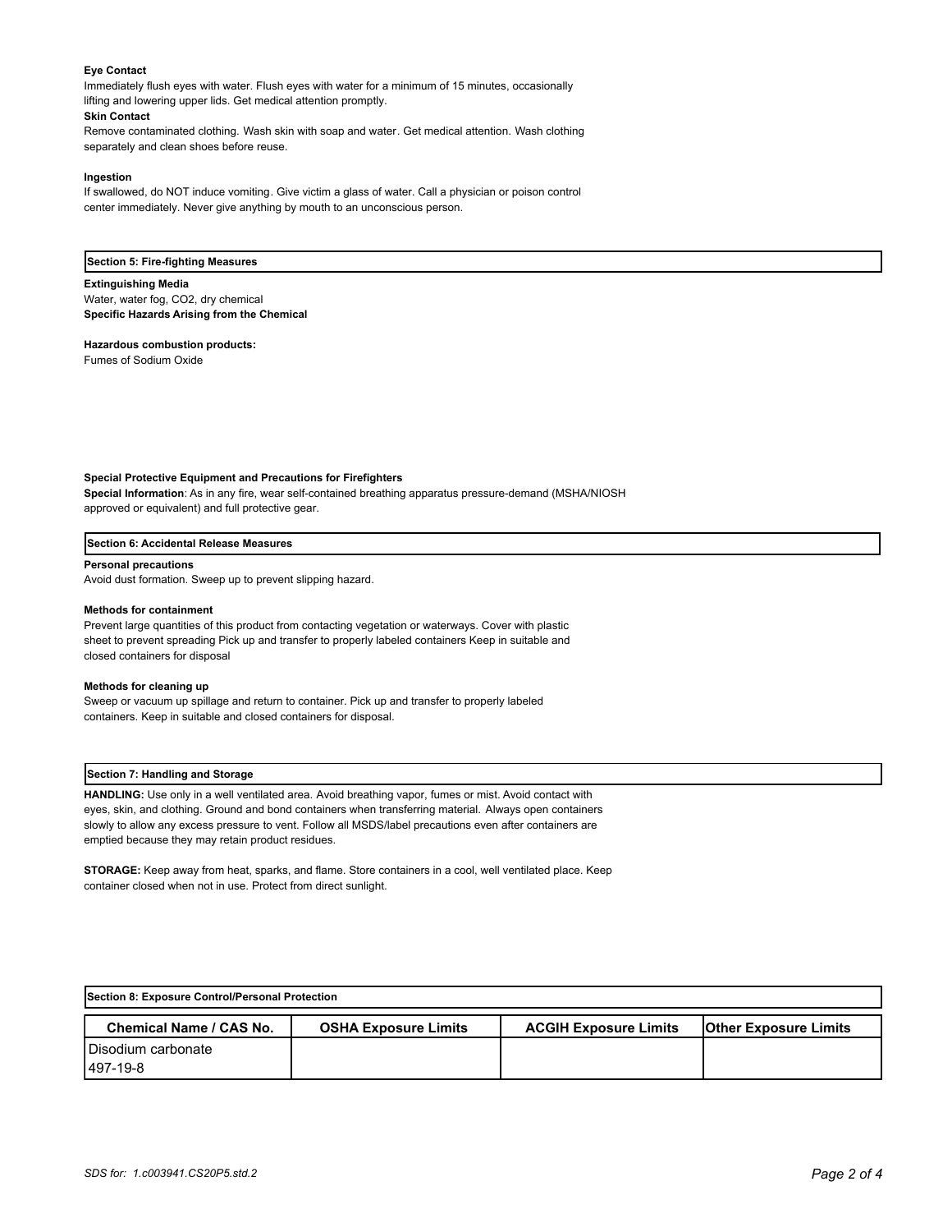**Eye Contact**

Immediately flush eyes with water. Flush eyes with water for a minimum of 15 minutes, occasionally lifting and lowering upper lids. Get medical attention promptly.

**Skin Contact**

Remove contaminated clothing. Wash skin with soap and water. Get medical attention. Wash clothing separately and clean shoes before reuse.

**Ingestion**

If swallowed, do NOT induce vomiting. Give victim a glass of water. Call a physician or poison control center immediately. Never give anything by mouth to an unconscious person.

## Section 5: Fire-fighting Measures

**Extinguishing Media**

Water, water fog, CO2, dry chemical

**Specific Hazards Arising from the Chemical**

**Hazardous combustion products:**

Fumes of Sodium Oxide

**Special Protective Equipment and Precautions for Firefighters**

**Special Information**: As in any fire, wear self-contained breathing apparatus pressure-demand (MSHA/NIOSH approved or equivalent) and full protective gear.

## Section 6: Accidental Release Measures

**Personal precautions**

Avoid dust formation. Sweep up to prevent slipping hazard.

**Methods for containment**

Prevent large quantities of this product from contacting vegetation or waterways. Cover with plastic sheet to prevent spreading Pick up and transfer to properly labeled containers Keep in suitable and closed containers for disposal

**Methods for cleaning up**

Sweep or vacuum up spillage and return to container. Pick up and transfer to properly labeled containers. Keep in suitable and closed containers for disposal.

## Section 7: Handling and Storage

**HANDLING:** Use only in a well ventilated area. Avoid breathing vapor, fumes or mist. Avoid contact with eyes, skin, and clothing. Ground and bond containers when transferring material. Always open containers slowly to allow any excess pressure to vent. Follow all MSDS/label precautions even after containers are emptied because they may retain product residues.

**STORAGE:** Keep away from heat, sparks, and flame. Store containers in a cool, well ventilated place. Keep container closed when not in use. Protect from direct sunlight.

## Section 8: Exposure Control/Personal Protection

| Chemical Name / CAS No. | OSHA Exposure Limits | ACGIH Exposure Limits | Other Exposure Limits |
|---|---|---|---|
| Disodium carbonate<br>497-19-8 | | | |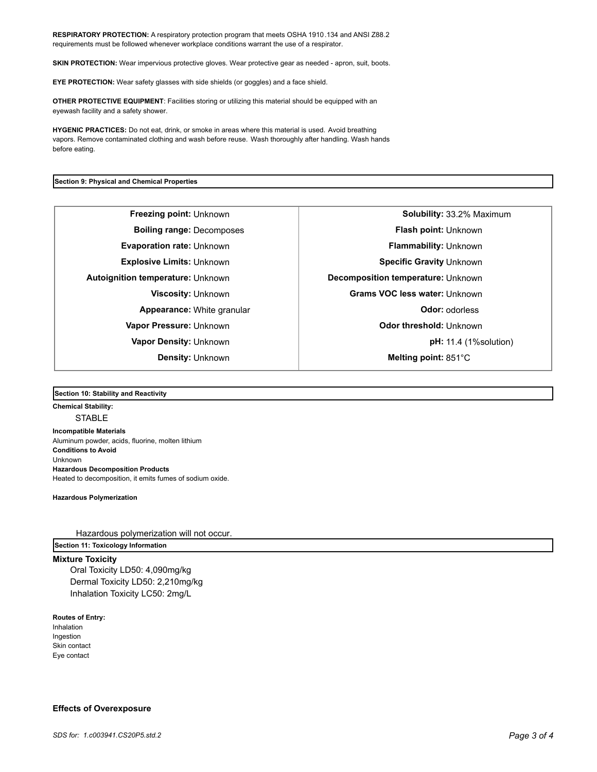**RESPIRATORY PROTECTION:** A respiratory protection program that meets OSHA 1910.134 and ANSI Z88.2 requirements must be followed whenever workplace conditions warrant the use of a respirator.

**SKIN PROTECTION:** Wear impervious protective gloves. Wear protective gear as needed - apron, suit, boots.

**EYE PROTECTION:** Wear safety glasses with side shields (or goggles) and a face shield.

**OTHER PROTECTIVE EQUIPMENT**: Facilities storing or utilizing this material should be equipped with an eyewash facility and a safety shower.

**HYGENIC PRACTICES:** Do not eat, drink, or smoke in areas where this material is used. Avoid breathing vapors. Remove contaminated clothing and wash before reuse. Wash thoroughly after handling. Wash hands before eating.

## Section 9: Physical and Chemical Properties

| | |
|---|---|
| **Freezing point:** Unknown | **Solubility:** 33.2% Maximum |
| **Boiling range:** Decomposes | **Flash point:** Unknown |
| **Evaporation rate:** Unknown | **Flammability:** Unknown |
| **Explosive Limits:** Unknown | **Specific Gravity** Unknown |
| **Autoignition temperature:** Unknown | **Decomposition temperature:** Unknown |
| **Viscosity:** Unknown | **Grams VOC less water:** Unknown |
| **Appearance:** White granular | **Odor:** odorless |
| **Vapor Pressure:** Unknown | **Odor threshold:** Unknown |
| **Vapor Density:** Unknown | **pH:** 11.4 (1%solution) |
| **Density:** Unknown | **Melting point:** 851°C |

## Section 10: Stability and Reactivity

**Chemical Stability:**

STABLE

**Incompatible Materials**

Aluminum powder, acids, fluorine, molten lithium

**Conditions to Avoid**

Unknown

**Hazardous Decomposition Products**

Heated to decomposition, it emits fumes of sodium oxide.

**Hazardous Polymerization**

Hazardous polymerization will not occur.

## Section 11: Toxicology Information

**Mixture Toxicity**

Oral Toxicity LD50: 4,090mg/kg

Dermal Toxicity LD50: 2,210mg/kg

Inhalation Toxicity LC50: 2mg/L

**Routes of Entry:**

Inhalation

Ingestion

Skin contact

Eye contact

**Effects of Overexposure**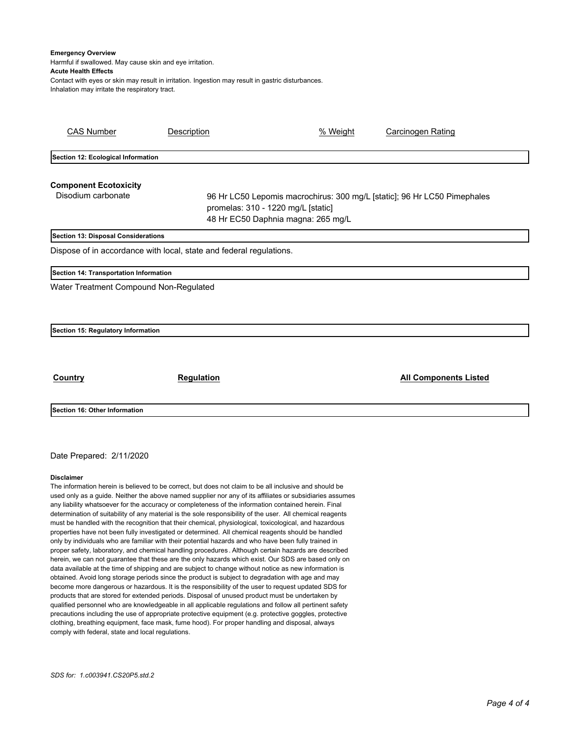**Emergency Overview**

Harmful if swallowed. May cause skin and eye irritation.

**Acute Health Effects**

Contact with eyes or skin may result in irritation. Ingestion may result in gastric disturbances.
Inhalation may irritate the respiratory tract.

| CAS Number | Description | % Weight | Carcinogen Rating |
|---|---|---|---|

**Section 12: Ecological Information**

**Component Ecotoxicity**

| | |
|---|---|
| Disodium carbonate | 96 Hr LC50 Lepomis macrochirus: 300 mg/L [static]; 96 Hr LC50 Pimephales promelas: 310 - 1220 mg/L [static]<br>48 Hr EC50 Daphnia magna: 265 mg/L |

**Section 13: Disposal Considerations**

Dispose of in accordance with local, state and federal regulations.

**Section 14: Transportation Information**

Water Treatment Compound Non-Regulated

**Section 15: Regulatory Information**

| Country | Regulation | All Components Listed |
|---|---|---|

**Section 16: Other Information**

Date Prepared: 2/11/2020

**Disclaimer**

The information herein is believed to be correct, but does not claim to be all inclusive and should be used only as a guide. Neither the above named supplier nor any of its affiliates or subsidiaries assumes any liability whatsoever for the accuracy or completeness of the information contained herein. Final determination of suitability of any material is the sole responsibility of the user. All chemical reagents must be handled with the recognition that their chemical, physiological, toxicological, and hazardous properties have not been fully investigated or determined. All chemical reagents should be handled only by individuals who are familiar with their potential hazards and who have been fully trained in proper safety, laboratory, and chemical handling procedures. Although certain hazards are described herein, we can not guarantee that these are the only hazards which exist. Our SDS are based only on data available at the time of shipping and are subject to change without notice as new information is obtained. Avoid long storage periods since the product is subject to degradation with age and may become more dangerous or hazardous. It is the responsibility of the user to request updated SDS for products that are stored for extended periods. Disposal of unused product must be undertaken by qualified personnel who are knowledgeable in all applicable regulations and follow all pertinent safety precautions including the use of appropriate protective equipment (e.g. protective goggles, protective clothing, breathing equipment, face mask, fume hood). For proper handling and disposal, always comply with federal, state and local regulations.

*SDS for: 1.c003941.CS20P5.std.2*